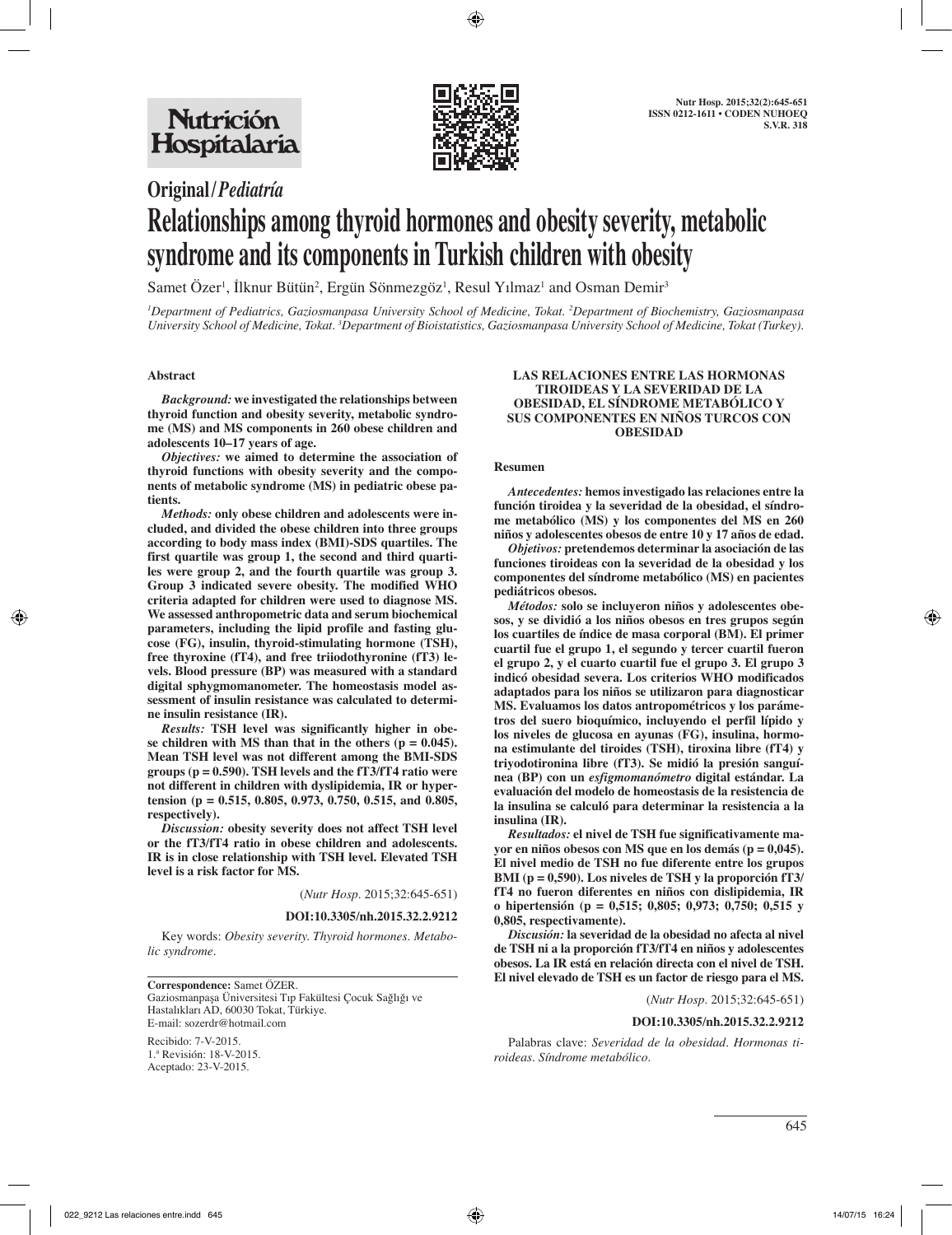Original/*Pediatría*

# Relationships among thyroid hormones and obesity severity, metabolic syndrome and its components in Turkish children with obesity

Samet Özer[1], İlknur Bütün[2], Ergün Sönmezgöz[1], Resul Yılmaz[1] and Osman Demir[3]

[1]*Department of Pediatrics, Gaziosmanpasa University School of Medicine, Tokat.* [2]*Department of Biochemistry, Gaziosmanpasa University School of Medicine, Tokat.* [3]*Department of Bioistatistics, Gaziosmanpasa University School of Medicine, Tokat (Turkey).*

## Abstract

***Background:*** **we investigated the relationships between thyroid function and obesity severity, metabolic syndrome (MS) and MS components in 260 obese children and adolescents 10–17 years of age.**

***Objectives:*** **we aimed to determine the association of thyroid functions with obesity severity and the components of metabolic syndrome (MS) in pediatric obese patients.**

***Methods:*** **only obese children and adolescents were included, and divided the obese children into three groups according to body mass index (BMI)-SDS quartiles. The first quartile was group 1, the second and third quartiles were group 2, and the fourth quartile was group 3. Group 3 indicated severe obesity. The modified WHO criteria adapted for children were used to diagnose MS. We assessed anthropometric data and serum biochemical parameters, including the lipid profile and fasting glucose (FG), insulin, thyroid-stimulating hormone (TSH), free thyroxine (fT4), and free triiodothyronine (fT3) levels. Blood pressure (BP) was measured with a standard digital sphygmomanometer. The homeostasis model assessment of insulin resistance was calculated to determine insulin resistance (IR).**

***Results:*** **TSH level was significantly higher in obese children with MS than that in the others (p = 0.045). Mean TSH level was not different among the BMI-SDS groups (p = 0.590). TSH levels and the fT3/fT4 ratio were not different in children with dyslipidemia, IR or hypertension (p = 0.515, 0.805, 0.973, 0.750, 0.515, and 0.805, respectively).**

***Discussion:*** **obesity severity does not affect TSH level or the fT3/fT4 ratio in obese children and adolescents. IR is in close relationship with TSH level. Elevated TSH level is a risk factor for MS.**

(*Nutr Hosp.* 2015;32:645-651)

**DOI:10.3305/nh.2015.32.2.9212**

Key words: *Obesity severity. Thyroid hormones. Metabolic syndrome.*

**LAS RELACIONES ENTRE LAS HORMONAS TIROIDEAS Y LA SEVERIDAD DE LA OBESIDAD, EL SÍNDROME METABÓLICO Y SUS COMPONENTES EN NIÑOS TURCOS CON OBESIDAD**

## Resumen

***Antecedentes:*** **hemos investigado las relaciones entre la función tiroidea y la severidad de la obesidad, el síndrome metabólico (MS) y los componentes del MS en 260 niños y adolescentes obesos de entre 10 y 17 años de edad.**

***Objetivos:*** **pretendemos determinar la asociación de las funciones tiroideas con la severidad de la obesidad y los componentes del síndrome metabólico (MS) en pacientes pediátricos obesos.**

***Métodos:*** **solo se incluyeron niños y adolescentes obesos, y se dividió a los niños obesos en tres grupos según los cuartiles de índice de masa corporal (BM). El primer cuartil fue el grupo 1, el segundo y tercer cuartil fueron el grupo 2, y el cuarto cuartil fue el grupo 3. El grupo 3 indicó obesidad severa. Los criterios WHO modificados adaptados para los niños se utilizaron para diagnosticar MS. Evaluamos los datos antropométricos y los parámetros del suero bioquímico, incluyendo el perfil lípido y los niveles de glucosa en ayunas (FG), insulina, hormona estimulante del tiroides (TSH), tiroxina libre (fT4) y triyodotironina libre (fT3). Se midió la presión sanguínea (BP) con un *esfigmomanómetro* digital estándar. La evaluación del modelo de homeostasis de la resistencia de la insulina se calculó para determinar la resistencia a la insulina (IR).**

***Resultados:*** **el nivel de TSH fue significativamente mayor en niños obesos con MS que en los demás (p = 0,045). El nivel medio de TSH no fue diferente entre los grupos BMI (p = 0,590). Los niveles de TSH y la proporción fT3/fT4 no fueron diferentes en niños con dislipidemia, IR o hipertensión (p = 0,515; 0,805; 0,973; 0,750; 0,515 y 0,805, respectivamente).**

***Discusión:*** **la severidad de la obesidad no afecta al nivel de TSH ni a la proporción fT3/fT4 en niños y adolescentes obesos. La IR está en relación directa con el nivel de TSH. El nivel elevado de TSH es un factor de riesgo para el MS.**

(*Nutr Hosp.* 2015;32:645-651)

**DOI:10.3305/nh.2015.32.2.9212**

Palabras clave: *Severidad de la obesidad. Hormonas tiroideas. Síndrome metabólico.*

---

**Correspondence:** Samet ÖZER.
Gaziosmanpaşa Üniversitesi Tıp Fakültesi Çocuk Sağlığı ve Hastalıkları AD, 60030 Tokat, Türkiye.
E-mail: sozerdr@hotmail.com

Recibido: 7-V-2015.
1.ª Revisión: 18-V-2015.
Aceptado: 23-V-2015.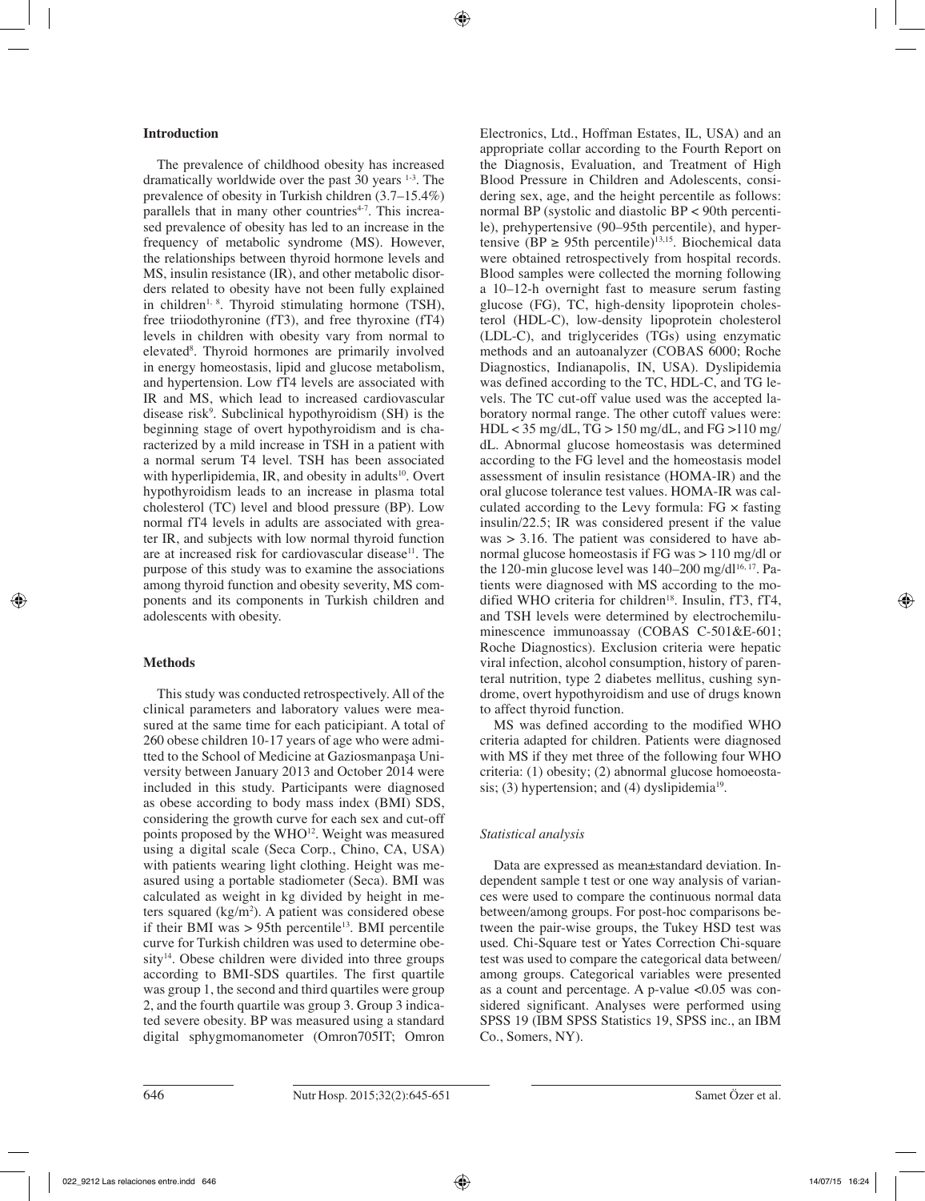## Introduction

The prevalence of childhood obesity has increased dramatically worldwide over the past 30 years [1-3]. The prevalence of obesity in Turkish children (3.7–15.4%) parallels that in many other countries[4-7]. This increased prevalence of obesity has led to an increase in the frequency of metabolic syndrome (MS). However, the relationships between thyroid hormone levels and MS, insulin resistance (IR), and other metabolic disorders related to obesity have not been fully explained in children[1, 8]. Thyroid stimulating hormone (TSH), free triiodothyronine (fT3), and free thyroxine (fT4) levels in children with obesity vary from normal to elevated[8]. Thyroid hormones are primarily involved in energy homeostasis, lipid and glucose metabolism, and hypertension. Low fT4 levels are associated with IR and MS, which lead to increased cardiovascular disease risk[9]. Subclinical hypothyroidism (SH) is the beginning stage of overt hypothyroidism and is characterized by a mild increase in TSH in a patient with a normal serum T4 level. TSH has been associated with hyperlipidemia, IR, and obesity in adults[10]. Overt hypothyroidism leads to an increase in plasma total cholesterol (TC) level and blood pressure (BP). Low normal fT4 levels in adults are associated with greater IR, and subjects with low normal thyroid function are at increased risk for cardiovascular disease[11]. The purpose of this study was to examine the associations among thyroid function and obesity severity, MS components and its components in Turkish children and adolescents with obesity.

## Methods

This study was conducted retrospectively. All of the clinical parameters and laboratory values were measured at the same time for each participant. A total of 260 obese children 10-17 years of age who were admitted to the School of Medicine at Gaziosmanpaşa University between January 2013 and October 2014 were included in this study. Participants were diagnosed as obese according to body mass index (BMI) SDS, considering the growth curve for each sex and cut-off points proposed by the WHO[12]. Weight was measured using a digital scale (Seca Corp., Chino, CA, USA) with patients wearing light clothing. Height was measured using a portable stadiometer (Seca). BMI was calculated as weight in kg divided by height in meters squared (kg/m$^2$). A patient was considered obese if their BMI was > 95th percentile[13]. BMI percentile curve for Turkish children was used to determine obesity[14]. Obese children were divided into three groups according to BMI-SDS quartiles. The first quartile was group 1, the second and third quartiles were group 2, and the fourth quartile was group 3. Group 3 indicated severe obesity. BP was measured using a standard digital sphygmomanometer (Omron705IT; Omron Electronics, Ltd., Hoffman Estates, IL, USA) and an appropriate collar according to the Fourth Report on the Diagnosis, Evaluation, and Treatment of High Blood Pressure in Children and Adolescents, considering sex, age, and the height percentile as follows: normal BP (systolic and diastolic BP < 90th percentile), prehypertensive (90–95th percentile), and hypertensive (BP ≥ 95th percentile)[13,15]. Biochemical data were obtained retrospectively from hospital records. Blood samples were collected the morning following a 10–12-h overnight fast to measure serum fasting glucose (FG), TC, high-density lipoprotein cholesterol (HDL-C), low-density lipoprotein cholesterol (LDL-C), and triglycerides (TGs) using enzymatic methods and an autoanalyzer (COBAS 6000; Roche Diagnostics, Indianapolis, IN, USA). Dyslipidemia was defined according to the TC, HDL-C, and TG levels. The TC cut-off value used was the accepted laboratory normal range. The other cutoff values were: HDL < 35 mg/dL, TG > 150 mg/dL, and FG >110 mg/dL. Abnormal glucose homeostasis was determined according to the FG level and the homeostasis model assessment of insulin resistance (HOMA-IR) and the oral glucose tolerance test values. HOMA-IR was calculated according to the Levy formula: FG × fasting insulin/22.5; IR was considered present if the value was > 3.16. The patient was considered to have abnormal glucose homeostasis if FG was > 110 mg/dl or the 120-min glucose level was 140–200 mg/dl[16, 17]. Patients were diagnosed with MS according to the modified WHO criteria for children[18]. Insulin, fT3, fT4, and TSH levels were determined by electrochemiluminescence immunoassay (COBAS C-501&E-601; Roche Diagnostics). Exclusion criteria were hepatic viral infection, alcohol consumption, history of parenteral nutrition, type 2 diabetes mellitus, cushing syndrome, overt hypothyroidism and use of drugs known to affect thyroid function.

MS was defined according to the modified WHO criteria adapted for children. Patients were diagnosed with MS if they met three of the following four WHO criteria: (1) obesity; (2) abnormal glucose homoeostasis; (3) hypertension; and (4) dyslipidemia[19].

### *Statistical analysis*

Data are expressed as mean±standard deviation. Independent sample t test or one way analysis of variances were used to compare the continuous normal data between/among groups. For post-hoc comparisons between the pair-wise groups, the Tukey HSD test was used. Chi-Square test or Yates Correction Chi-square test was used to compare the categorical data between/among groups. Categorical variables were presented as a count and percentage. A p-value <0.05 was considered significant. Analyses were performed using SPSS 19 (IBM SPSS Statistics 19, SPSS inc., an IBM Co., Somers, NY).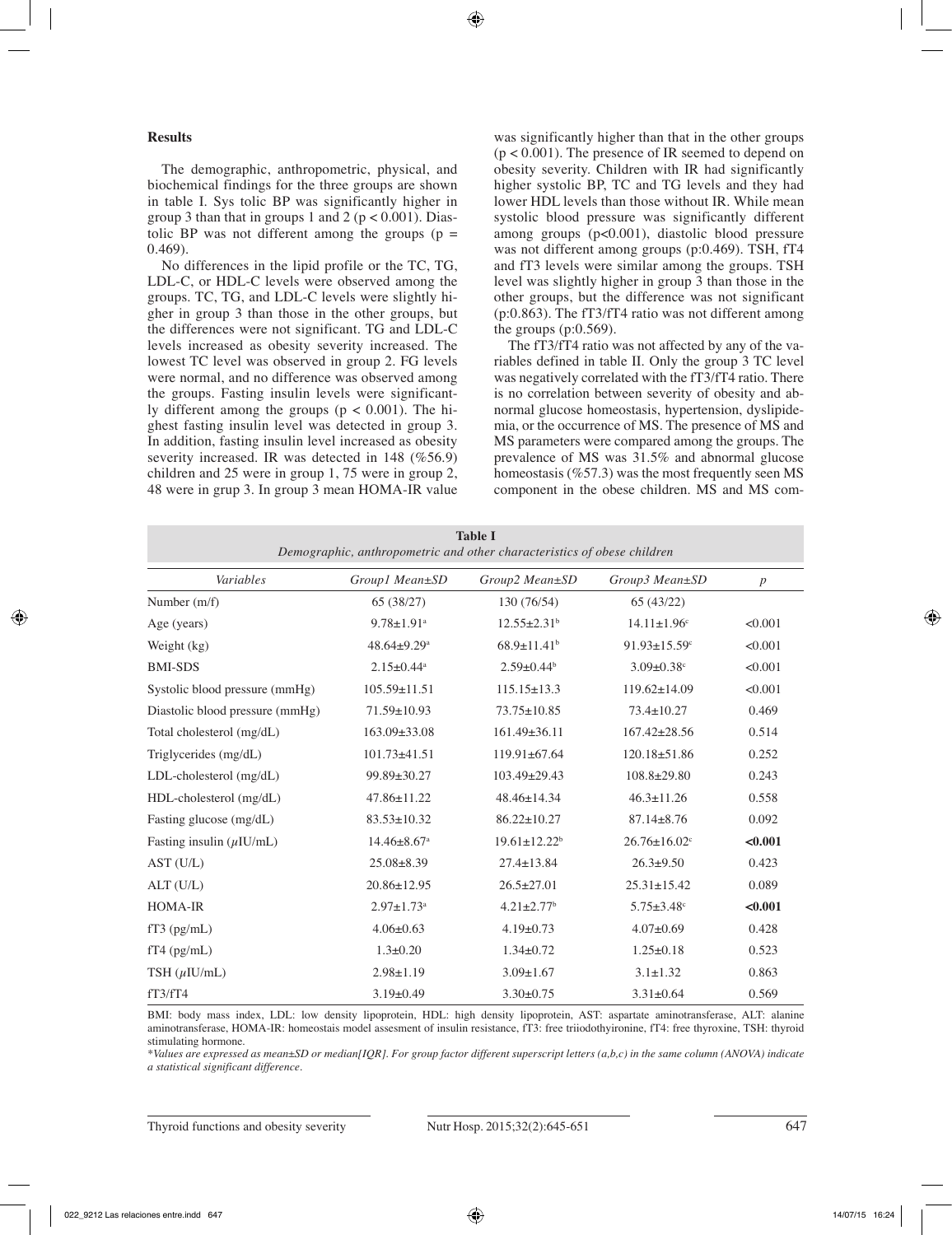## Results

The demographic, anthropometric, physical, and biochemical findings for the three groups are shown in table I. Sys tolic BP was significantly higher in group 3 than that in groups 1 and 2 ($p < 0.001$). Diastolic BP was not different among the groups ($p = 0.469$).

No differences in the lipid profile or the TC, TG, LDL-C, or HDL-C levels were observed among the groups. TC, TG, and LDL-C levels were slightly higher in group 3 than those in the other groups, but the differences were not significant. TG and LDL-C levels increased as obesity severity increased. The lowest TC level was observed in group 2. FG levels were normal, and no difference was observed among the groups. Fasting insulin levels were significantly different among the groups ($p < 0.001$). The highest fasting insulin level was detected in group 3. In addition, fasting insulin level increased as obesity severity increased. IR was detected in 148 (%56.9) children and 25 were in group 1, 75 were in group 2, 48 were in grup 3. In group 3 mean HOMA-IR value was significantly higher than that in the other groups ($p < 0.001$). The presence of IR seemed to depend on obesity severity. Children with IR had significantly higher systolic BP, TC and TG levels and they had lower HDL levels than those without IR. While mean systolic blood pressure was significantly different among groups ($p<0.001$), diastolic blood pressure was not different among groups (p:0.469). TSH, fT4 and fT3 levels were similar among the groups. TSH level was slightly higher in group 3 than those in the other groups, but the difference was not significant (p:0.863). The fT3/fT4 ratio was not different among the groups (p:0.569).

The fT3/fT4 ratio was not affected by any of the variables defined in table II. Only the group 3 TC level was negatively correlated with the fT3/fT4 ratio. There is no correlation between severity of obesity and abnormal glucose homeostasis, hypertension, dyslipidemia, or the occurrence of MS. The presence of MS and MS parameters were compared among the groups. The prevalence of MS was 31.5% and abnormal glucose homeostasis (%57.3) was the most frequently seen MS component in the obese children. MS and MS com-

**Table I**
*Demographic, anthropometric and other characteristics of obese children*

| *Variables* | *Group1 Mean±SD* | *Group2 Mean±SD* | *Group3 Mean±SD* | *p* |
|---|---|---|---|---|
| Number (m/f) | 65 (38/27) | 130 (76/54) | 65 (43/22) | |
| Age (years) | 9.78±1.91[a] | 12.55±2.31[b] | 14.11±1.96[c] | <0.001 |
| Weight (kg) | 48.64±9.29[a] | 68.9±11.41[b] | 91.93±15.59[c] | <0.001 |
| BMI-SDS | 2.15±0.44[a] | 2.59±0.44[b] | 3.09±0.38[c] | <0.001 |
| Systolic blood pressure (mmHg) | 105.59±11.51 | 115.15±13.3 | 119.62±14.09 | <0.001 |
| Diastolic blood pressure (mmHg) | 71.59±10.93 | 73.75±10.85 | 73.4±10.27 | 0.469 |
| Total cholesterol (mg/dL) | 163.09±33.08 | 161.49±36.11 | 167.42±28.56 | 0.514 |
| Triglycerides (mg/dL) | 101.73±41.51 | 119.91±67.64 | 120.18±51.86 | 0.252 |
| LDL-cholesterol (mg/dL) | 99.89±30.27 | 103.49±29.43 | 108.8±29.80 | 0.243 |
| HDL-cholesterol (mg/dL) | 47.86±11.22 | 48.46±14.34 | 46.3±11.26 | 0.558 |
| Fasting glucose (mg/dL) | 83.53±10.32 | 86.22±10.27 | 87.14±8.76 | 0.092 |
| Fasting insulin ($\mu$IU/mL) | 14.46±8.67[a] | 19.61±12.22[b] | 26.76±16.02[c] | **<0.001** |
| AST (U/L) | 25.08±8.39 | 27.4±13.84 | 26.3±9.50 | 0.423 |
| ALT (U/L) | 20.86±12.95 | 26.5±27.01 | 25.31±15.42 | 0.089 |
| HOMA-IR | 2.97±1.73[a] | 4.21±2.77[b] | 5.75±3.48[c] | **<0.001** |
| fT3 (pg/mL) | 4.06±0.63 | 4.19±0.73 | 4.07±0.69 | 0.428 |
| fT4 (pg/mL) | 1.3±0.20 | 1.34±0.72 | 1.25±0.18 | 0.523 |
| TSH ($\mu$IU/mL) | 2.98±1.19 | 3.09±1.67 | 3.1±1.32 | 0.863 |
| fT3/fT4 | 3.19±0.49 | 3.30±0.75 | 3.31±0.64 | 0.569 |

BMI: body mass index, LDL: low density lipoprotein, HDL: high density lipoprotein, AST: aspartate aminotransferase, ALT: alanine aminotransferase, HOMA-IR: homeostais model assesment of insulin resistance, fT3: free triiodothyironine, fT4: free thyroxine, TSH: thyroid stimulating hormone.
*\*Values are expressed as mean±SD or median[IQR]. For group factor different superscript letters (a,b,c) in the same column (ANOVA) indicate a statistical significant difference.*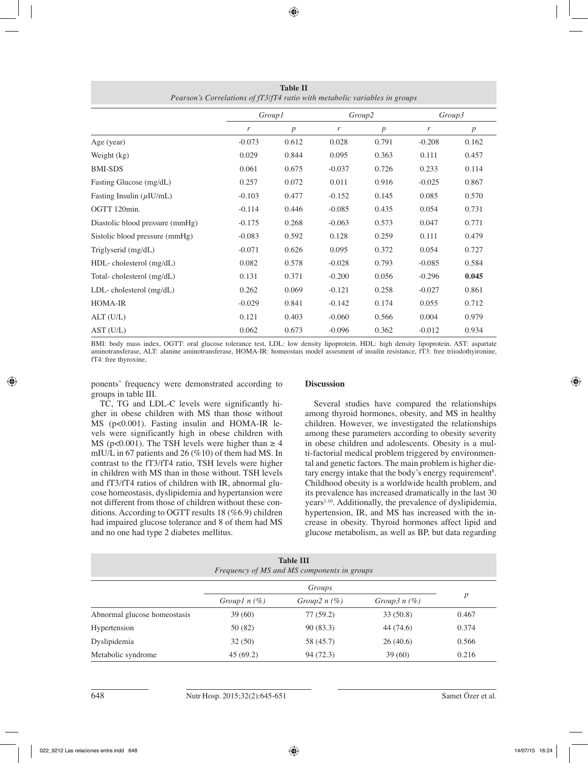**Table II**
*Pearson's Correlations of fT3/fT4 ratio with metabolic variables in groups*

| | *Group1* | | *Group2* | | *Group3* | |
|---|---|---|---|---|---|---|
| | *r* | *p* | *r* | *p* | *r* | *p* |
| Age (year) | -0.073 | 0.612 | 0.028 | 0.791 | -0.208 | 0.162 |
| Weight (kg) | 0.029 | 0.844 | 0.095 | 0.363 | 0.111 | 0.457 |
| BMI-SDS | 0.061 | 0.675 | -0.037 | 0.726 | 0.233 | 0.114 |
| Fasting Glucose (mg/dL) | 0.257 | 0.072 | 0.011 | 0.916 | -0.025 | 0.867 |
| Fasting Insulin ($\mu$IU/mL) | -0.103 | 0.477 | -0.152 | 0.145 | 0.085 | 0.570 |
| OGTT 120min. | -0.114 | 0.446 | -0.085 | 0.435 | 0.054 | 0.731 |
| Diastolic blood pressure (mmHg) | -0.175 | 0.268 | -0.063 | 0.573 | 0.047 | 0.771 |
| Sistolic blood pressure (mmHg) | -0.083 | 0.592 | 0.128 | 0.259 | 0.111 | 0.479 |
| Triglyserid (mg/dL) | -0.071 | 0.626 | 0.095 | 0.372 | 0.054 | 0.727 |
| HDL- cholesterol (mg/dL) | 0.082 | 0.578 | -0.028 | 0.793 | -0.085 | 0.584 |
| Total- cholesterol (mg/dL) | 0.131 | 0.371 | -0.200 | 0.056 | -0.296 | **0.045** |
| LDL- cholesterol (mg/dL) | 0.262 | 0.069 | -0.121 | 0.258 | -0.027 | 0.861 |
| HOMA-IR | -0.029 | 0.841 | -0.142 | 0.174 | 0.055 | 0.712 |
| ALT (U/L) | 0.121 | 0.403 | -0.060 | 0.566 | 0.004 | 0.979 |
| AST (U/L) | 0.062 | 0.673 | -0.096 | 0.362 | -0.012 | 0.934 |

BMI: body mass index, OGTT: oral glucose tolerance test, LDL: low density lipoprotein, HDL: high density lipoprotein, AST: aspartate aminotransferase, ALT: alanine aminotransferase, HOMA-IR: homeostais model assesment of insulin resistance, fT3: free triiodothyironine, fT4: free thyroxine,

ponents' frequency were demonstrated according to groups in table III.

TC, TG and LDL-C levels were significantly higher in obese children with MS than those without MS ($p<0.001$). Fasting insulin and HOMA-IR levels were significantly high in obese children with MS ($p<0.001$). The TSH levels were higher than $\geq 4$ mIU/L in 67 patients and 26 (%10) of them had MS. In contrast to the fT3/fT4 ratio, TSH levels were higher in children with MS than in those without. TSH levels and fT3/fT4 ratios of children with IR, abnormal glucose homeostasis, dyslipidemia and hypertansion were not different from those of children without these conditions. According to OGTT results 18 (%6.9) children had impaired glucose tolerance and 8 of them had MS and no one had type 2 diabetes mellitus.

## Discussion

Several studies have compared the relationships among thyroid hormones, obesity, and MS in healthy children. However, we investigated the relationships among these parameters according to obesity severity in obese children and adolescents. Obesity is a multi-factorial medical problem triggered by environmental and genetic factors. The main problem is higher dietary energy intake that the body's energy requirement[8]. Childhood obesity is a worldwide health problem, and its prevalence has increased dramatically in the last 30 years[1,10]. Additionally, the prevalence of dyslipidemia, hypertension, IR, and MS has increased with the increase in obesity. Thyroid hormones affect lipid and glucose metabolism, as well as BP, but data regarding

**Table III**
*Frequency of MS and MS components in groups*

| | *Groups* | | | *p* |
|---|---|---|---|---|
| | *Group1 n (%)* | *Group2 n (%)* | *Group3 n (%)* | |
| Abnormal glucose homeostasis | 39 (60) | 77 (59.2) | 33 (50.8) | 0.467 |
| Hypertension | 50 (82) | 90 (83.3) | 44 (74.6) | 0.374 |
| Dyslipidemia | 32 (50) | 58 (45.7) | 26 (40.6) | 0.566 |
| Metabolic syndrome | 45 (69.2) | 94 (72.3) | 39 (60) | 0.216 |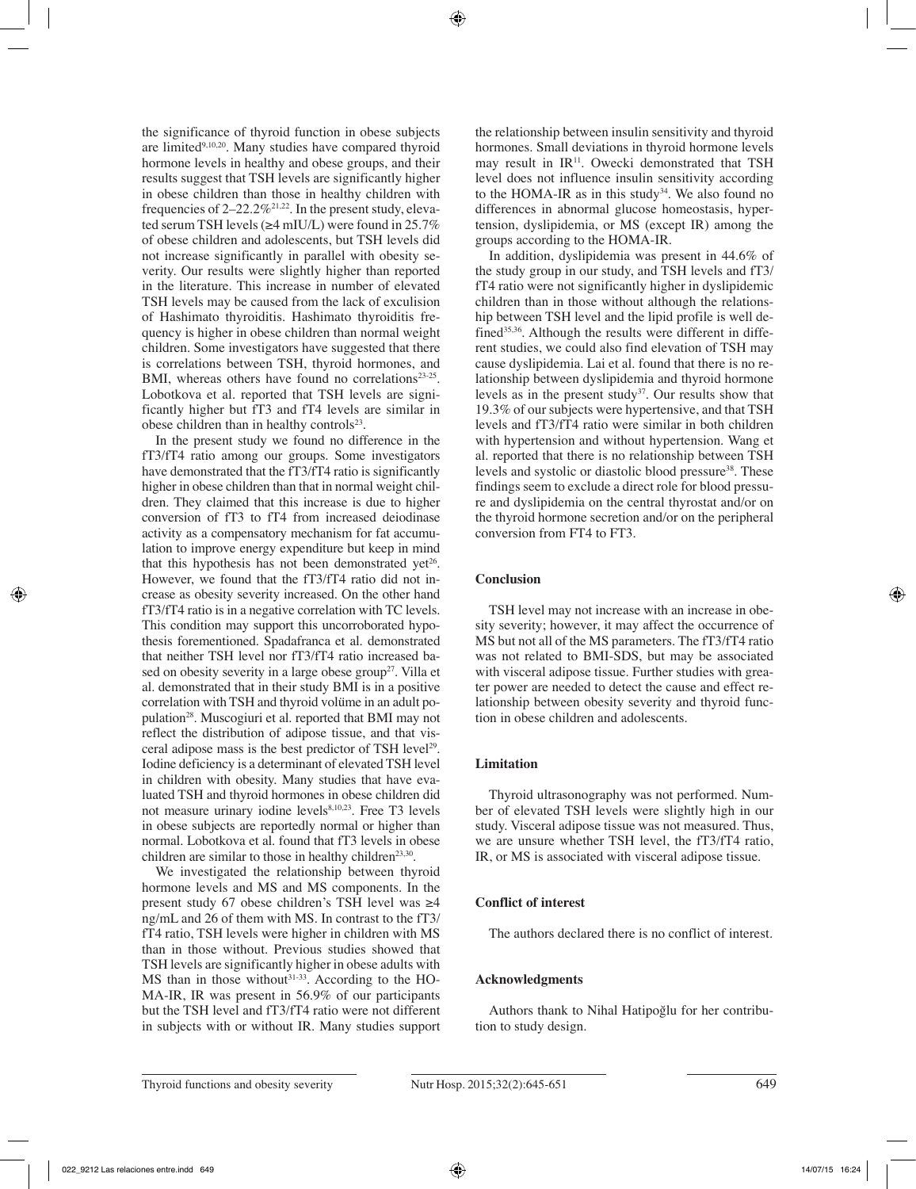the significance of thyroid function in obese subjects are limited[9,10,20]. Many studies have compared thyroid hormone levels in healthy and obese groups, and their results suggest that TSH levels are significantly higher in obese children than those in healthy children with frequencies of 2–22.2%[21,22]. In the present study, elevated serum TSH levels (≥4 mIU/L) were found in 25.7% of obese children and adolescents, but TSH levels did not increase significantly in parallel with obesity severity. Our results were slightly higher than reported in the literature. This increase in number of elevated TSH levels may be caused from the lack of exculision of Hashimato thyroiditis. Hashimato thyroiditis frequency is higher in obese children than normal weight children. Some investigators have suggested that there is correlations between TSH, thyroid hormones, and BMI, whereas others have found no correlations[23-25]. Lobotkova et al. reported that TSH levels are significantly higher but fT3 and fT4 levels are similar in obese children than in healthy controls[23].

In the present study we found no difference in the fT3/fT4 ratio among our groups. Some investigators have demonstrated that the fT3/fT4 ratio is significantly higher in obese children than that in normal weight children. They claimed that this increase is due to higher conversion of fT3 to fT4 from increased deiodinase activity as a compensatory mechanism for fat accumulation to improve energy expenditure but keep in mind that this hypothesis has not been demonstrated yet[26]. However, we found that the fT3/fT4 ratio did not increase as obesity severity increased. On the other hand fT3/fT4 ratio is in a negative correlation with TC levels. This condition may support this uncorroborated hypothesis forementioned. Spadafranca et al. demonstrated that neither TSH level nor fT3/fT4 ratio increased based on obesity severity in a large obese group[27]. Villa et al. demonstrated that in their study BMI is in a positive correlation with TSH and thyroid volüme in an adult population[28]. Muscogiuri et al. reported that BMI may not reflect the distribution of adipose tissue, and that visceral adipose mass is the best predictor of TSH level[29]. Iodine deficiency is a determinant of elevated TSH level in children with obesity. Many studies that have evaluated TSH and thyroid hormones in obese children did not measure urinary iodine levels[8,10,23]. Free T3 levels in obese subjects are reportedly normal or higher than normal. Lobotkova et al. found that fT3 levels in obese children are similar to those in healthy children[23,30].

We investigated the relationship between thyroid hormone levels and MS and MS components. In the present study 67 obese children's TSH level was ≥4 ng/mL and 26 of them with MS. In contrast to the fT3/fT4 ratio, TSH levels were higher in children with MS than in those without. Previous studies showed that TSH levels are significantly higher in obese adults with MS than in those without[31-33]. According to the HOMA-IR, IR was present in 56.9% of our participants but the TSH level and fT3/fT4 ratio were not different in subjects with or without IR. Many studies support the relationship between insulin sensitivity and thyroid hormones. Small deviations in thyroid hormone levels may result in IR[11]. Owecki demonstrated that TSH level does not influence insulin sensitivity according to the HOMA-IR as in this study[34]. We also found no differences in abnormal glucose homeostasis, hypertension, dyslipidemia, or MS (except IR) among the groups according to the HOMA-IR.

In addition, dyslipidemia was present in 44.6% of the study group in our study, and TSH levels and fT3/fT4 ratio were not significantly higher in dyslipidemic children than in those without although the relationship between TSH level and the lipid profile is well defined[35,36]. Although the results were different in different studies, we could also find elevation of TSH may cause dyslipidemia. Lai et al. found that there is no relationship between dyslipidemia and thyroid hormone levels as in the present study[37]. Our results show that 19.3% of our subjects were hypertensive, and that TSH levels and fT3/fT4 ratio were similar in both children with hypertension and without hypertension. Wang et al. reported that there is no relationship between TSH levels and systolic or diastolic blood pressure[38]. These findings seem to exclude a direct role for blood pressure and dyslipidemia on the central thyrostat and/or on the thyroid hormone secretion and/or on the peripheral conversion from FT4 to FT3.

## Conclusion

TSH level may not increase with an increase in obesity severity; however, it may affect the occurrence of MS but not all of the MS parameters. The fT3/fT4 ratio was not related to BMI-SDS, but may be associated with visceral adipose tissue. Further studies with greater power are needed to detect the cause and effect relationship between obesity severity and thyroid function in obese children and adolescents.

## Limitation

Thyroid ultrasonography was not performed. Number of elevated TSH levels were slightly high in our study. Visceral adipose tissue was not measured. Thus, we are unsure whether TSH level, the fT3/fT4 ratio, IR, or MS is associated with visceral adipose tissue.

## Conflict of interest

The authors declared there is no conflict of interest.

## Acknowledgments

Authors thank to Nihal Hatipoğlu for her contribution to study design.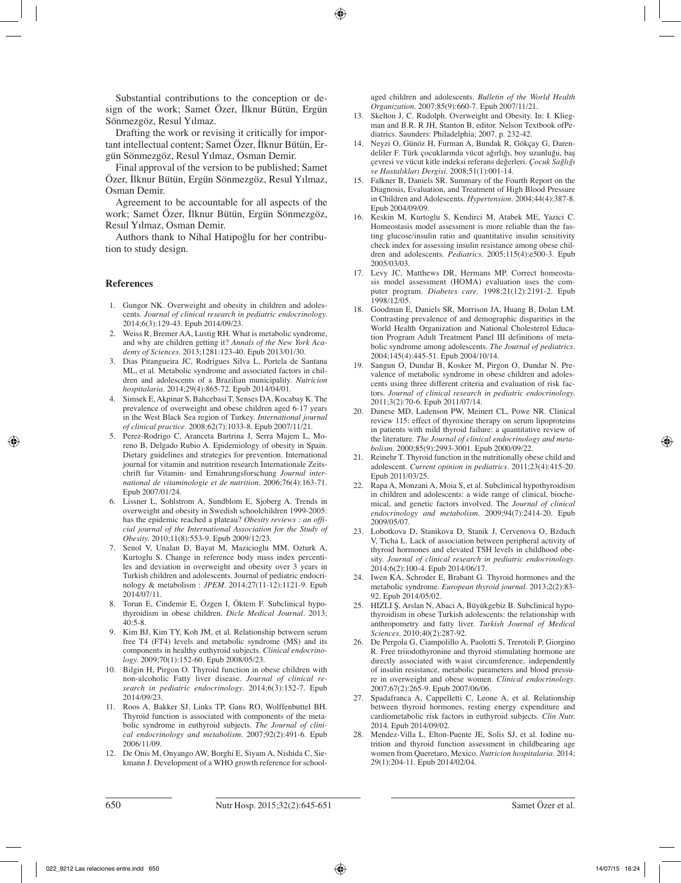Substantial contributions to the conception or design of the work; Samet Özer, İlknur Bütün, Ergün Sönmezgöz, Resul Yılmaz.

Drafting the work or revising it critically for important intellectual content; Samet Özer, İlknur Bütün, Ergün Sönmezgöz, Resul Yılmaz, Osman Demir.

Final approval of the version to be published; Samet Özer, İlknur Bütün, Ergün Sönmezgöz, Resul Yılmaz, Osman Demir.

Agreement to be accountable for all aspects of the work; Samet Özer, İlknur Bütün, Ergün Sönmezgöz, Resul Yılmaz, Osman Demir.

Authors thank to Nihal Hatipoğlu for her contribution to study design.

## References

1. Gungor NK. Overweight and obesity in children and adolescents. *Journal of clinical research in pediatric endocrinology*. 2014;6(3):129-43. Epub 2014/09/23.
2. Weiss R, Bremer AA, Lustig RH. What is metabolic syndrome, and why are children getting it? *Annals of the New York Academy of Sciences*. 2013;1281:123-40. Epub 2013/01/30.
3. Dias Pitangueira JC, Rodrigues Silva L, Portela de Santana ML, et al. Metabolic syndrome and associated factors in children and adolescents of a Brazilian municipality. *Nutricion hospitalaria*. 2014;29(4):865-72. Epub 2014/04/01.
4. Simsek E, Akpinar S, Bahcebasi T, Senses DA, Kocabay K. The prevalence of overweight and obese children aged 6-17 years in the West Black Sea region of Turkey. *International journal of clinical practice*. 2008;62(7):1033-8. Epub 2007/11/21.
5. Perez-Rodrigo C, Aranceta Bartrina J, Serra Majem L, Moreno B, Delgado Rubio A. Epidemiology of obesity in Spain. Dietary guidelines and strategies for prevention. International journal for vitamin and nutrition research Internationale Zeitschrift fur Vitamin- und Ernahrungsforschung *Journal international de vitaminologie et de nutrition*. 2006;76(4):163-71. Epub 2007/01/24.
6. Lissner L, Sohlstrom A, Sundblom E, Sjoberg A. Trends in overweight and obesity in Swedish schoolchildren 1999-2005: has the epidemic reached a plateau? *Obesity reviews : an official journal of the International Association for the Study of Obesity*. 2010;11(8):553-9. Epub 2009/12/23.
7. Senol V, Unalan D, Bayat M, Mazicioglu MM, Ozturk A, Kurtoglu S. Change in reference body mass index percentiles and deviation in overweight and obesity over 3 years in Turkish children and adolescents. Journal of pediatric endocrinology & metabolism : *JPEM*. 2014;27(11-12):1121-9. Epub 2014/07/11.
8. Torun E, Cindemir E, Özgen I, Öktem F. Subclinical hypothyroidism in obese children. *Dicle Medical Journal*. 2013; 40:5-8.
9. Kim BJ, Kim TY, Koh JM, et al. Relationship between serum free T4 (FT4) levels and metabolic syndrome (MS) and its components in healthy euthyroid subjects. *Clinical endocrinology*. 2009;70(1):152-60. Epub 2008/05/23.
10. Bilgin H, Pirgon O. Thyroid function in obese children with non-alcoholic Fatty liver disease. *Journal of clinical research in pediatric endocrinology*. 2014;6(3):152-7. Epub 2014/09/23.
11. Roos A, Bakker SJ, Links TP, Gans RO, Wolffenbuttel BH. Thyroid function is associated with components of the metabolic syndrome in euthyroid subjects. *The Journal of clinical endocrinology and metabolism*. 2007;92(2):491-6. Epub 2006/11/09.
12. De Onis M, Onyango AW, Borghi E, Siyam A, Nishida C, Siekmann J. Development of a WHO growth reference for school-aged children and adolescents. *Bulletin of the World Health Organization*. 2007;85(9):660-7. Epub 2007/11/21.
13. Skelton J, C. Rudolph. Overweight and Obesity. In: I. Kliegman and B.R. R JH, Stanton B, editor. Nelson Textbook ofPediatrics. Saunders: Philadelphia; 2007. p. 232-42.
14. Neyzi O, Günöz H, Furman A, Bundak R, Gökçay G, Darendeliler F. Türk çocuklarında vücut ağırlığı, boy uzunluğu, baş çevresi ve vücut kitle indeksi referans değerleri. *Çocuk Sağlığı ve Hastalıkları Dergisi*. 2008;51(1):001-14.
15. Falkner B, Daniels SR. Summary of the Fourth Report on the Diagnosis, Evaluation, and Treatment of High Blood Pressure in Children and Adolescents. *Hypertension*. 2004;44(4):387-8. Epub 2004/09/09.
16. Keskin M, Kurtoglu S, Kendirci M, Atabek ME, Yazici C. Homeostasis model assessment is more reliable than the fasting glucose/insulin ratio and quantitative insulin sensitivity check index for assessing insulin resistance among obese children and adolescents. *Pediatrics*. 2005;115(4):e500-3. Epub 2005/03/03.
17. Levy JC, Matthews DR, Hermans MP. Correct homeostasis model assessment (HOMA) evaluation uses the computer program. *Diabetes care*. 1998;21(12):2191-2. Epub 1998/12/05.
18. Goodman E, Daniels SR, Morrison JA, Huang B, Dolan LM. Contrasting prevalence of and demographic disparities in the World Health Organization and National Cholesterol Education Program Adult Treatment Panel III definitions of metabolic syndrome among adolescents. *The Journal of pediatrics*. 2004;145(4):445-51. Epub 2004/10/14.
19. Sangun O, Dundar B, Kosker M, Pirgon O, Dundar N. Prevalence of metabolic syndrome in obese children and adolescents using three different criteria and evaluation of risk factors. *Journal of clinical research in pediatric endocrinology*. 2011;3(2):70-6. Epub 2011/07/14.
20. Danese MD, Ladenson PW, Meinert CL, Powe NR. Clinical review 115: effect of thyroxine therapy on serum lipoproteins in patients with mild thyroid failure: a quantitative review of the literature. *The Journal of clinical endocrinology and metabolism*. 2000;85(9):2993-3001. Epub 2000/09/22.
21. Reinehr T. Thyroid function in the nutritionally obese child and adolescent. *Current opinion in pediatrics*. 2011;23(4):415-20. Epub 2011/03/25.
22. Rapa A, Monzani A, Moia S, et al. Subclinical hypothyroidism in children and adolescents: a wide range of clinical, biochemical, and genetic factors involved. The *Journal of clinical endocrinology and metabolism*. 2009;94(7):2414-20. Epub 2009/05/07.
23. Lobotkova D, Stanikova D, Stanik J, Cervenova O, Bzduch V, Ticha L. Lack of association between peripheral activity of thyroid hormones and elevated TSH levels in childhood obesity. *Journal of clinical research in pediatric endocrinology*. 2014;6(2):100-4. Epub 2014/06/17.
24. Iwen KA, Schroder E, Brabant G. Thyroid hormones and the metabolic syndrome. *European thyroid journal*. 2013;2(2):83-92. Epub 2014/05/02.
25. HIZLI Ş, Arslan N, Abaci A, Büyükgebiz B. Subclinical hypothyroidism in obese Turkish adolescents: the relationship with anthropometry and fatty liver. *Turkish Journal of Medical Sciences*. 2010;40(2):287-92.
26. De Pergola G, Ciampolillo A, Paolotti S, Trerotoli P, Giorgino R. Free triiodothyronine and thyroid stimulating hormone are directly associated with waist circumference, independently of insulin resistance, metabolic parameters and blood pressure in overweight and obese women. *Clinical endocrinology*. 2007;67(2):265-9. Epub 2007/06/06.
27. Spadafranca A, Cappelletti C, Leone A, et al. Relationship between thyroid hormones, resting energy expenditure and cardiometabolic risk factors in euthyroid subjects. *Clin Nutr.* 2014. Epub 2014/09/02.
28. Mendez-Villa L, Elton-Puente JE, Solis SJ, et al. Iodine nutrition and thyroid function assessment in childbearing age women from Queretaro, Mexico. *Nutricion hospitalaria*. 2014; 29(1):204-11. Epub 2014/02/04.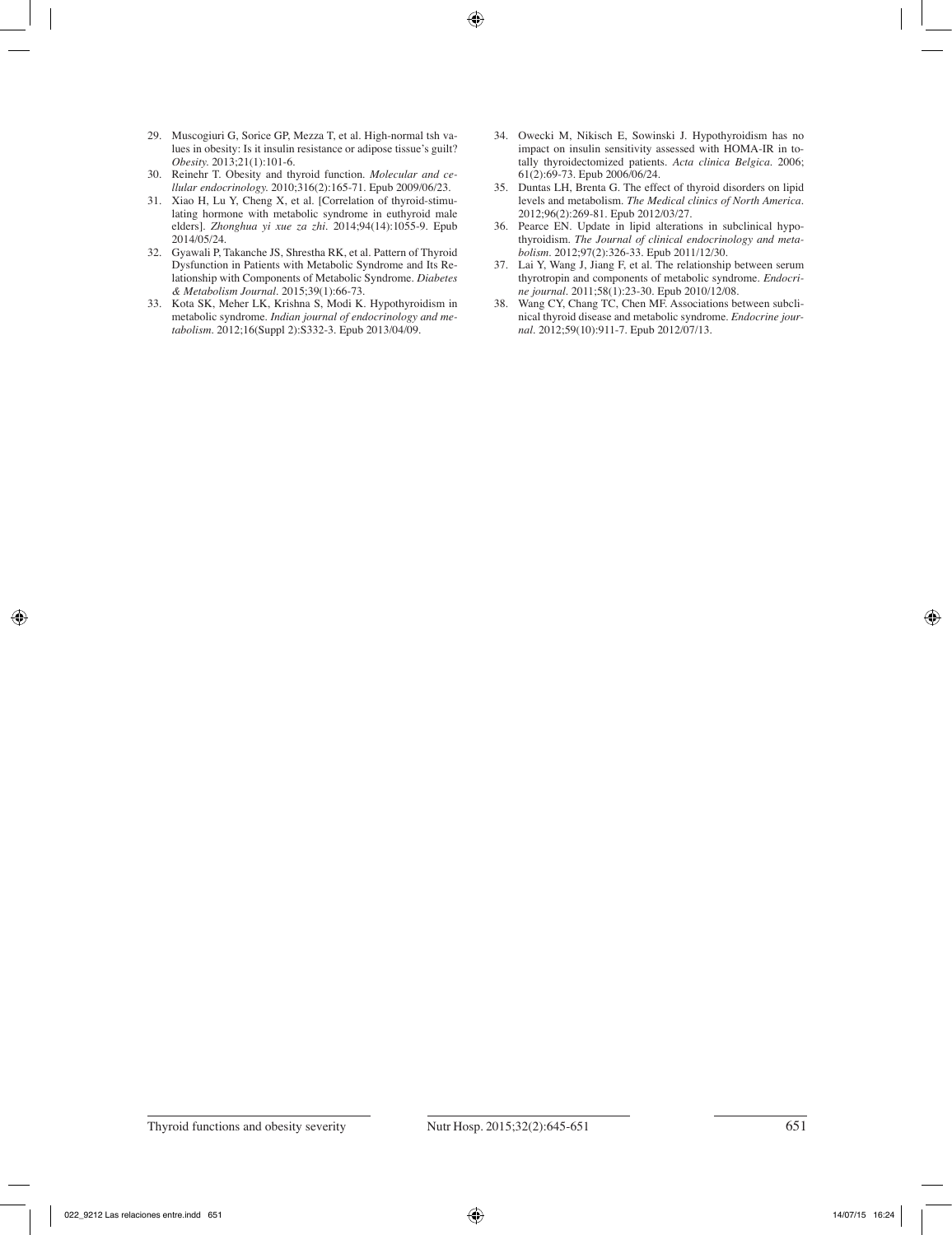29. Muscogiuri G, Sorice GP, Mezza T, et al. High-normal tsh values in obesity: Is it insulin resistance or adipose tissue's guilt? *Obesity*. 2013;21(1):101-6.
30. Reinehr T. Obesity and thyroid function. *Molecular and cellular endocrinology*. 2010;316(2):165-71. Epub 2009/06/23.
31. Xiao H, Lu Y, Cheng X, et al. [Correlation of thyroid-stimulating hormone with metabolic syndrome in euthyroid male elders]. *Zhonghua yi xue za zhi*. 2014;94(14):1055-9. Epub 2014/05/24.
32. Gyawali P, Takanche JS, Shrestha RK, et al. Pattern of Thyroid Dysfunction in Patients with Metabolic Syndrome and Its Relationship with Components of Metabolic Syndrome. *Diabetes & Metabolism Journal*. 2015;39(1):66-73.
33. Kota SK, Meher LK, Krishna S, Modi K. Hypothyroidism in metabolic syndrome. *Indian journal of endocrinology and metabolism*. 2012;16(Suppl 2):S332-3. Epub 2013/04/09.
34. Owecki M, Nikisch E, Sowinski J. Hypothyroidism has no impact on insulin sensitivity assessed with HOMA-IR in totally thyroidectomized patients. *Acta clinica Belgica*. 2006; 61(2):69-73. Epub 2006/06/24.
35. Duntas LH, Brenta G. The effect of thyroid disorders on lipid levels and metabolism. *The Medical clinics of North America*. 2012;96(2):269-81. Epub 2012/03/27.
36. Pearce EN. Update in lipid alterations in subclinical hypothyroidism. *The Journal of clinical endocrinology and metabolism*. 2012;97(2):326-33. Epub 2011/12/30.
37. Lai Y, Wang J, Jiang F, et al. The relationship between serum thyrotropin and components of metabolic syndrome. *Endocrine journal*. 2011;58(1):23-30. Epub 2010/12/08.
38. Wang CY, Chang TC, Chen MF. Associations between subclinical thyroid disease and metabolic syndrome. *Endocrine journal*. 2012;59(10):911-7. Epub 2012/07/13.